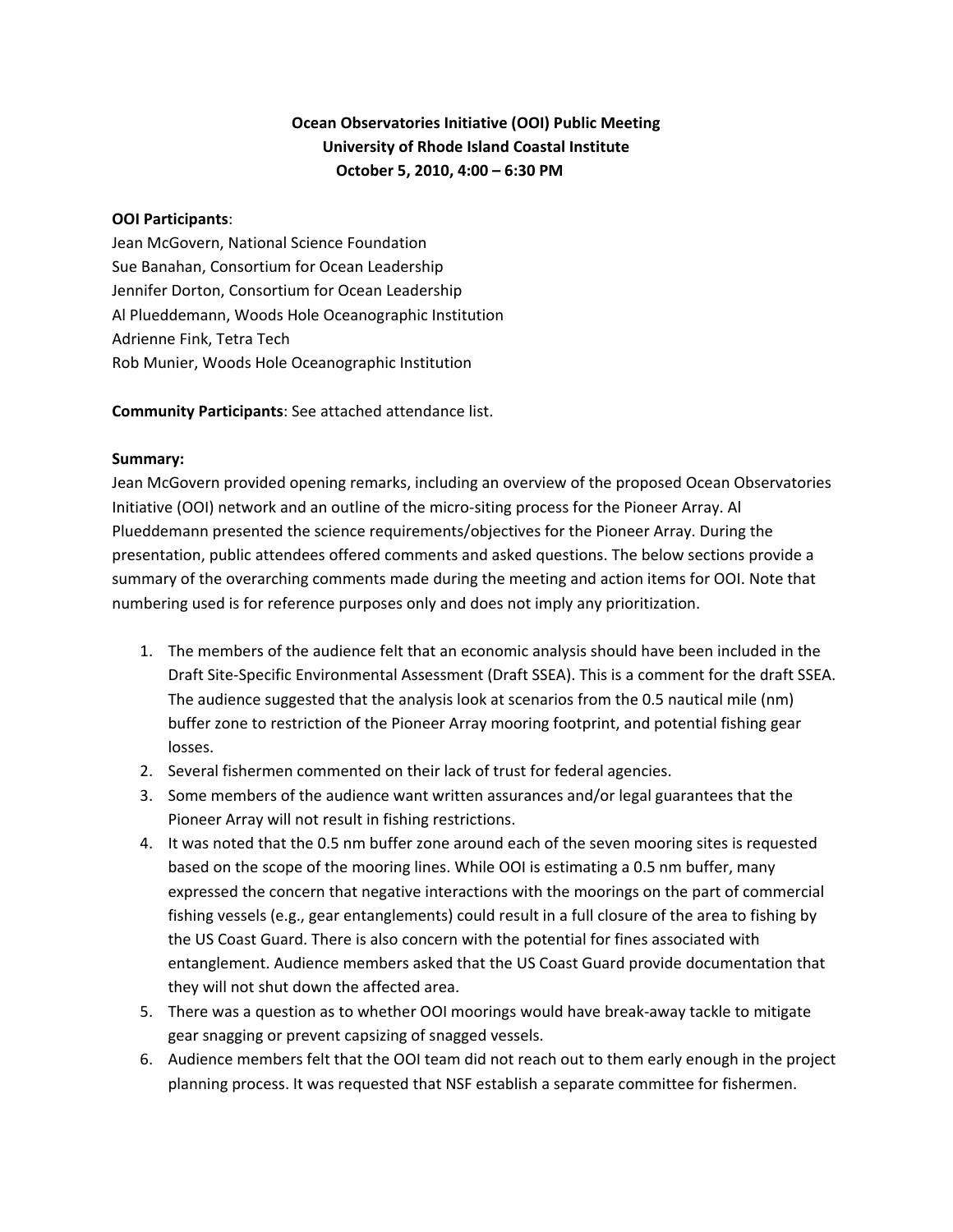**Ocean Observatories Initiative (OOI) Public Meeting**
**University of Rhode Island Coastal Institute**
**October 5, 2010, 4:00 – 6:30 PM**

**OOI Participants**:
Jean McGovern, National Science Foundation
Sue Banahan, Consortium for Ocean Leadership
Jennifer Dorton, Consortium for Ocean Leadership
Al Plueddemann, Woods Hole Oceanographic Institution
Adrienne Fink, Tetra Tech
Rob Munier, Woods Hole Oceanographic Institution

**Community Participants**: See attached attendance list.

**Summary:**
Jean McGovern provided opening remarks, including an overview of the proposed Ocean Observatories Initiative (OOI) network and an outline of the micro-siting process for the Pioneer Array. Al Plueddemann presented the science requirements/objectives for the Pioneer Array. During the presentation, public attendees offered comments and asked questions. The below sections provide a summary of the overarching comments made during the meeting and action items for OOI. Note that numbering used is for reference purposes only and does not imply any prioritization.

1. The members of the audience felt that an economic analysis should have been included in the Draft Site-Specific Environmental Assessment (Draft SSEA). This is a comment for the draft SSEA. The audience suggested that the analysis look at scenarios from the 0.5 nautical mile (nm) buffer zone to restriction of the Pioneer Array mooring footprint, and potential fishing gear losses.
2. Several fishermen commented on their lack of trust for federal agencies.
3. Some members of the audience want written assurances and/or legal guarantees that the Pioneer Array will not result in fishing restrictions.
4. It was noted that the 0.5 nm buffer zone around each of the seven mooring sites is requested based on the scope of the mooring lines. While OOI is estimating a 0.5 nm buffer, many expressed the concern that negative interactions with the moorings on the part of commercial fishing vessels (e.g., gear entanglements) could result in a full closure of the area to fishing by the US Coast Guard. There is also concern with the potential for fines associated with entanglement. Audience members asked that the US Coast Guard provide documentation that they will not shut down the affected area.
5. There was a question as to whether OOI moorings would have break-away tackle to mitigate gear snagging or prevent capsizing of snagged vessels.
6. Audience members felt that the OOI team did not reach out to them early enough in the project planning process. It was requested that NSF establish a separate committee for fishermen.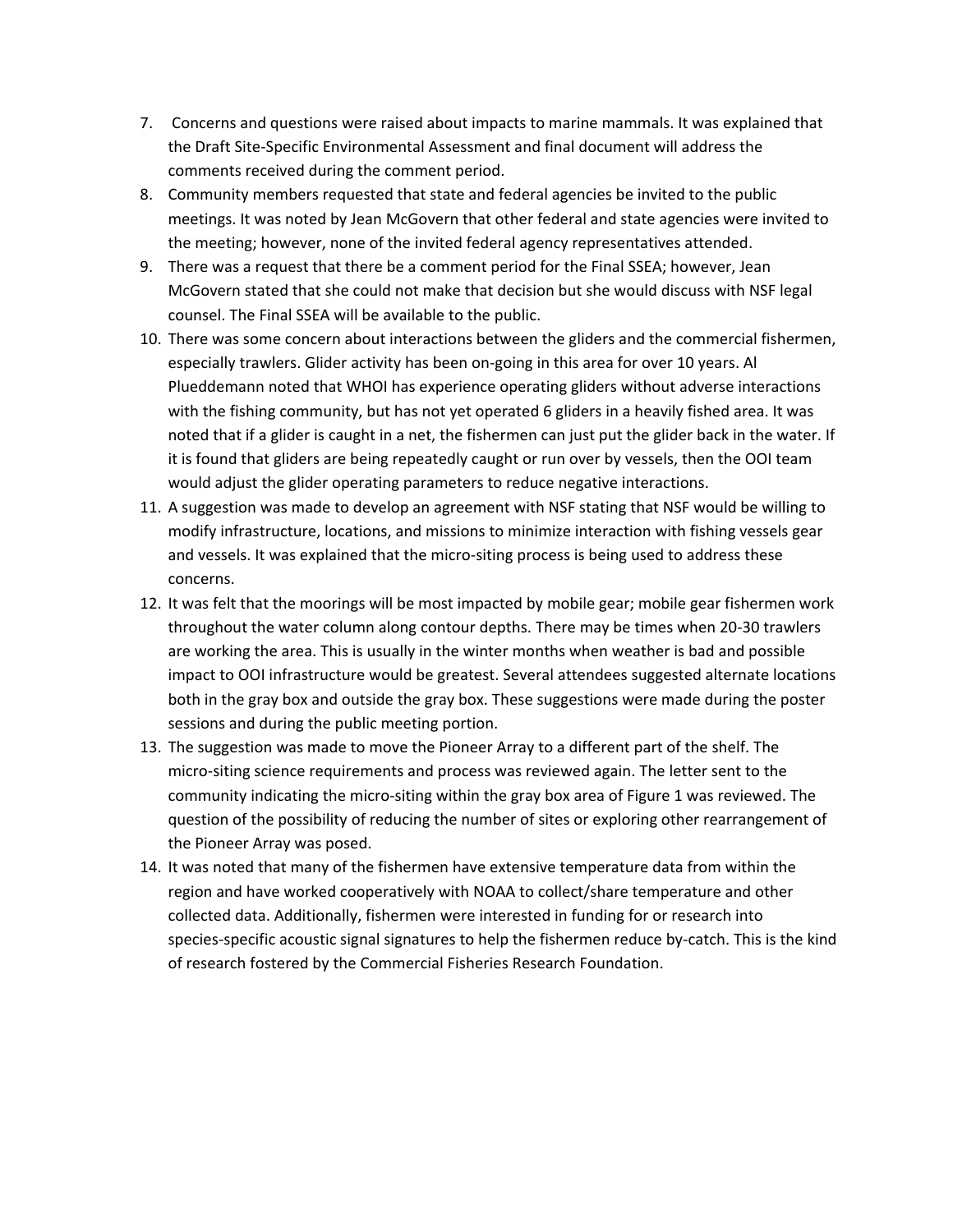7. Concerns and questions were raised about impacts to marine mammals. It was explained that the Draft Site-Specific Environmental Assessment and final document will address the comments received during the comment period.
8. Community members requested that state and federal agencies be invited to the public meetings. It was noted by Jean McGovern that other federal and state agencies were invited to the meeting; however, none of the invited federal agency representatives attended.
9. There was a request that there be a comment period for the Final SSEA; however, Jean McGovern stated that she could not make that decision but she would discuss with NSF legal counsel. The Final SSEA will be available to the public.
10. There was some concern about interactions between the gliders and the commercial fishermen, especially trawlers. Glider activity has been on-going in this area for over 10 years. Al Plueddemann noted that WHOI has experience operating gliders without adverse interactions with the fishing community, but has not yet operated 6 gliders in a heavily fished area. It was noted that if a glider is caught in a net, the fishermen can just put the glider back in the water. If it is found that gliders are being repeatedly caught or run over by vessels, then the OOI team would adjust the glider operating parameters to reduce negative interactions.
11. A suggestion was made to develop an agreement with NSF stating that NSF would be willing to modify infrastructure, locations, and missions to minimize interaction with fishing vessels gear and vessels. It was explained that the micro-siting process is being used to address these concerns.
12. It was felt that the moorings will be most impacted by mobile gear; mobile gear fishermen work throughout the water column along contour depths. There may be times when 20-30 trawlers are working the area. This is usually in the winter months when weather is bad and possible impact to OOI infrastructure would be greatest. Several attendees suggested alternate locations both in the gray box and outside the gray box. These suggestions were made during the poster sessions and during the public meeting portion.
13. The suggestion was made to move the Pioneer Array to a different part of the shelf. The micro-siting science requirements and process was reviewed again. The letter sent to the community indicating the micro-siting within the gray box area of Figure 1 was reviewed. The question of the possibility of reducing the number of sites or exploring other rearrangement of the Pioneer Array was posed.
14. It was noted that many of the fishermen have extensive temperature data from within the region and have worked cooperatively with NOAA to collect/share temperature and other collected data. Additionally, fishermen were interested in funding for or research into species-specific acoustic signal signatures to help the fishermen reduce by-catch. This is the kind of research fostered by the Commercial Fisheries Research Foundation.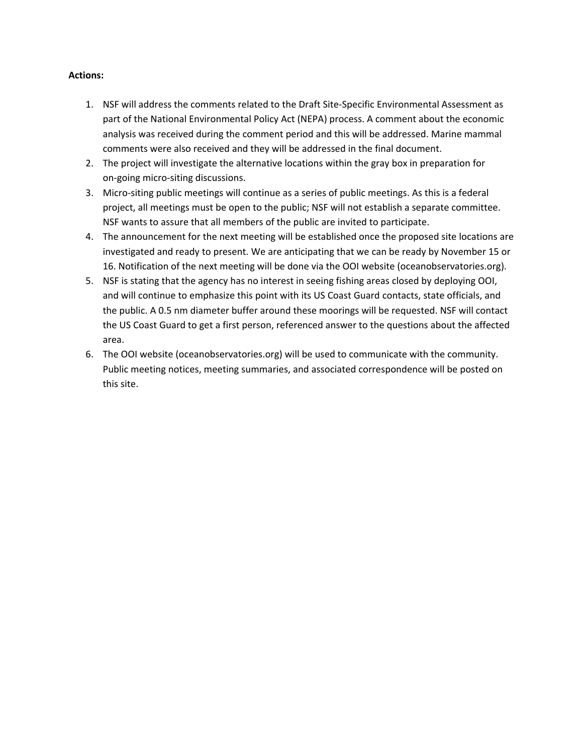**Actions:**

1. NSF will address the comments related to the Draft Site-Specific Environmental Assessment as part of the National Environmental Policy Act (NEPA) process. A comment about the economic analysis was received during the comment period and this will be addressed. Marine mammal comments were also received and they will be addressed in the final document.
2. The project will investigate the alternative locations within the gray box in preparation for on-going micro-siting discussions.
3. Micro-siting public meetings will continue as a series of public meetings. As this is a federal project, all meetings must be open to the public; NSF will not establish a separate committee. NSF wants to assure that all members of the public are invited to participate.
4. The announcement for the next meeting will be established once the proposed site locations are investigated and ready to present. We are anticipating that we can be ready by November 15 or 16. Notification of the next meeting will be done via the OOI website (oceanobservatories.org).
5. NSF is stating that the agency has no interest in seeing fishing areas closed by deploying OOI, and will continue to emphasize this point with its US Coast Guard contacts, state officials, and the public. A 0.5 nm diameter buffer around these moorings will be requested. NSF will contact the US Coast Guard to get a first person, referenced answer to the questions about the affected area.
6. The OOI website (oceanobservatories.org) will be used to communicate with the community. Public meeting notices, meeting summaries, and associated correspondence will be posted on this site.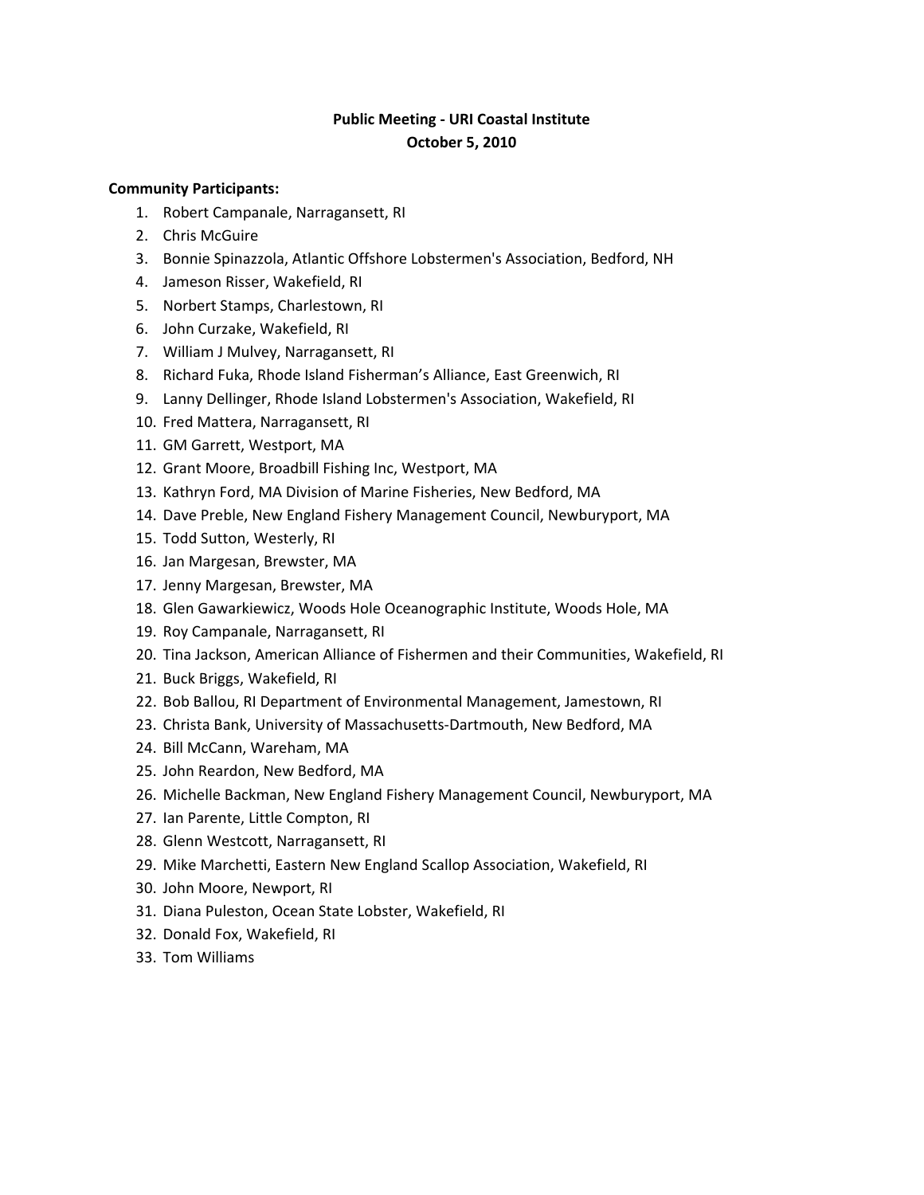**Public Meeting - URI Coastal Institute**
**October 5, 2010**

**Community Participants:**

1. Robert Campanale, Narragansett, RI
2. Chris McGuire
3. Bonnie Spinazzola, Atlantic Offshore Lobstermen's Association, Bedford, NH
4. Jameson Risser, Wakefield, RI
5. Norbert Stamps, Charlestown, RI
6. John Curzake, Wakefield, RI
7. William J Mulvey, Narragansett, RI
8. Richard Fuka, Rhode Island Fisherman's Alliance, East Greenwich, RI
9. Lanny Dellinger, Rhode Island Lobstermen's Association, Wakefield, RI
10. Fred Mattera, Narragansett, RI
11. GM Garrett, Westport, MA
12. Grant Moore, Broadbill Fishing Inc, Westport, MA
13. Kathryn Ford, MA Division of Marine Fisheries, New Bedford, MA
14. Dave Preble, New England Fishery Management Council, Newburyport, MA
15. Todd Sutton, Westerly, RI
16. Jan Margesan, Brewster, MA
17. Jenny Margesan, Brewster, MA
18. Glen Gawarkiewicz, Woods Hole Oceanographic Institute, Woods Hole, MA
19. Roy Campanale, Narragansett, RI
20. Tina Jackson, American Alliance of Fishermen and their Communities, Wakefield, RI
21. Buck Briggs, Wakefield, RI
22. Bob Ballou, RI Department of Environmental Management, Jamestown, RI
23. Christa Bank, University of Massachusetts-Dartmouth, New Bedford, MA
24. Bill McCann, Wareham, MA
25. John Reardon, New Bedford, MA
26. Michelle Backman, New England Fishery Management Council, Newburyport, MA
27. Ian Parente, Little Compton, RI
28. Glenn Westcott, Narragansett, RI
29. Mike Marchetti, Eastern New England Scallop Association, Wakefield, RI
30. John Moore, Newport, RI
31. Diana Puleston, Ocean State Lobster, Wakefield, RI
32. Donald Fox, Wakefield, RI
33. Tom Williams